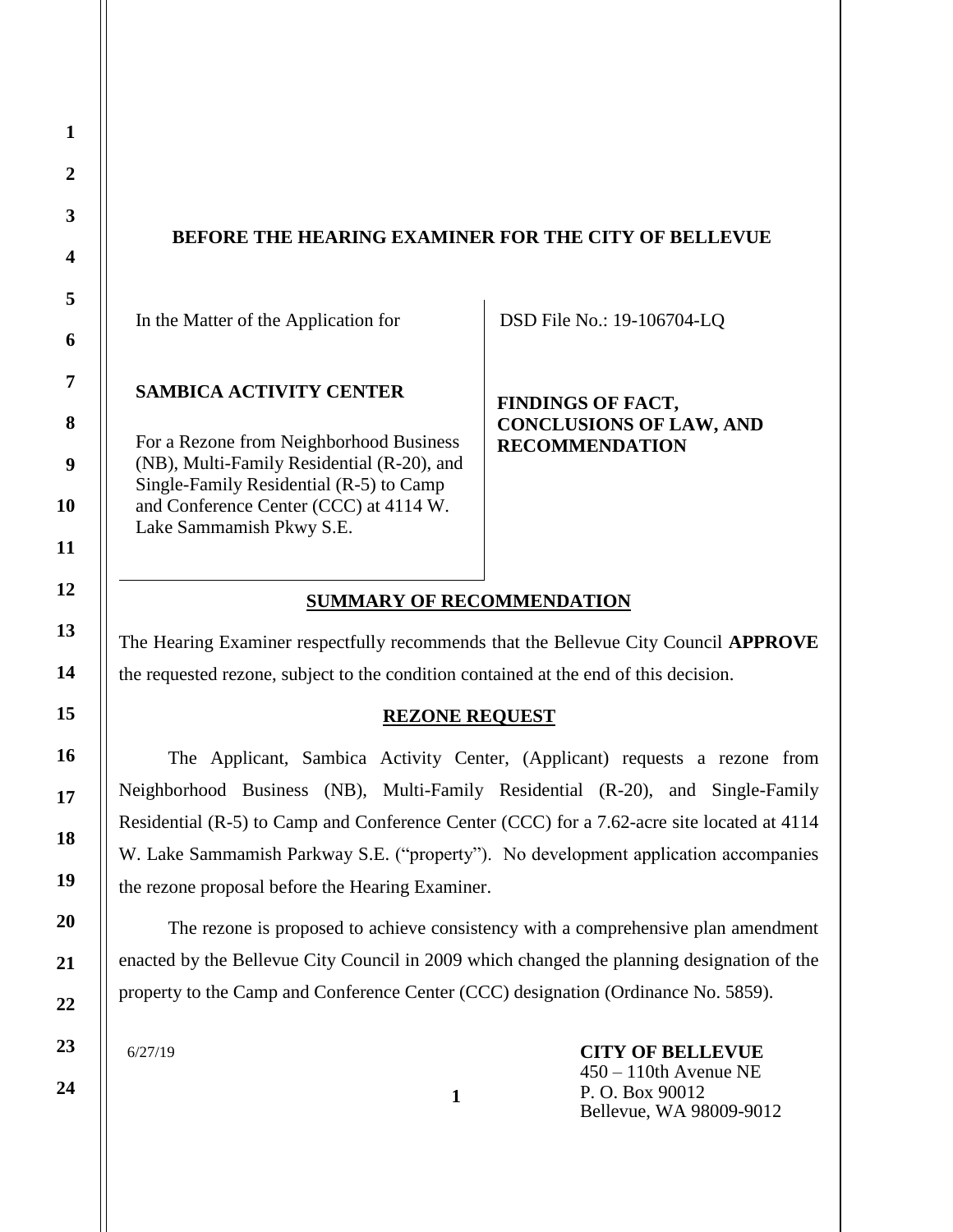**BEFORE THE HEARING EXAMINER FOR THE CITY OF BELLEVUE**

| | |
|---|---|
| In the Matter of the Application for<br><br>**SAMBICA ACTIVITY CENTER**<br><br>For a Rezone from Neighborhood Business (NB), Multi-Family Residential (R-20), and Single-Family Residential (R-5) to Camp and Conference Center (CCC) at 4114 W. Lake Sammamish Pkwy S.E. | DSD File No.: 19-106704-LQ<br><br>**FINDINGS OF FACT, CONCLUSIONS OF LAW, AND RECOMMENDATION** |

## SUMMARY OF RECOMMENDATION

The Hearing Examiner respectfully recommends that the Bellevue City Council **APPROVE** the requested rezone, subject to the condition contained at the end of this decision.

## REZONE REQUEST

The Applicant, Sambica Activity Center, (Applicant) requests a rezone from Neighborhood Business (NB), Multi-Family Residential (R-20), and Single-Family Residential (R-5) to Camp and Conference Center (CCC) for a 7.62-acre site located at 4114 W. Lake Sammamish Parkway S.E. ("property"). No development application accompanies the rezone proposal before the Hearing Examiner.

The rezone is proposed to achieve consistency with a comprehensive plan amendment enacted by the Bellevue City Council in 2009 which changed the planning designation of the property to the Camp and Conference Center (CCC) designation (Ordinance No. 5859).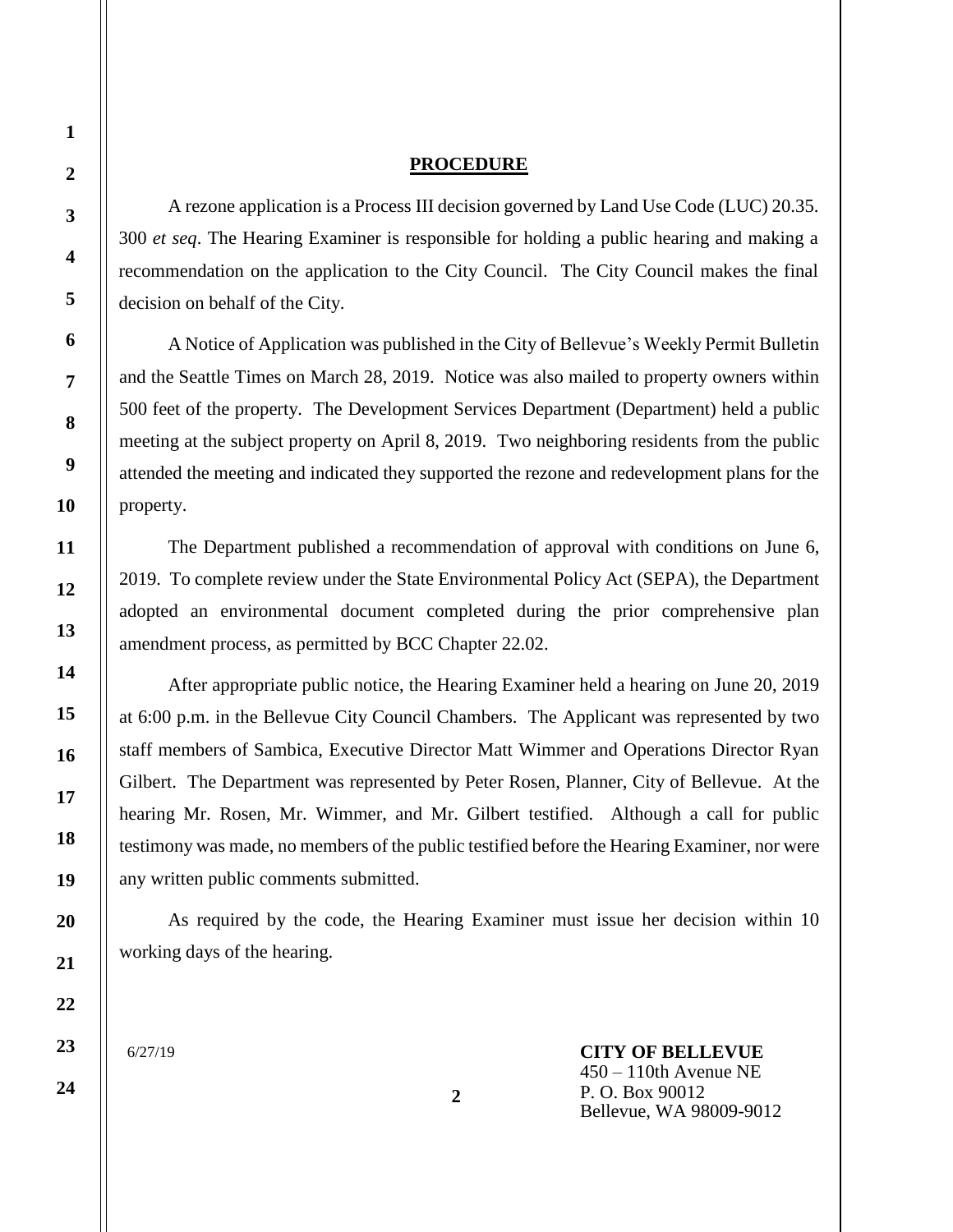## PROCEDURE

A rezone application is a Process III decision governed by Land Use Code (LUC) 20.35. 300 *et seq*. The Hearing Examiner is responsible for holding a public hearing and making a recommendation on the application to the City Council. The City Council makes the final decision on behalf of the City.

A Notice of Application was published in the City of Bellevue's Weekly Permit Bulletin and the Seattle Times on March 28, 2019. Notice was also mailed to property owners within 500 feet of the property. The Development Services Department (Department) held a public meeting at the subject property on April 8, 2019. Two neighboring residents from the public attended the meeting and indicated they supported the rezone and redevelopment plans for the property.

The Department published a recommendation of approval with conditions on June 6, 2019. To complete review under the State Environmental Policy Act (SEPA), the Department adopted an environmental document completed during the prior comprehensive plan amendment process, as permitted by BCC Chapter 22.02.

After appropriate public notice, the Hearing Examiner held a hearing on June 20, 2019 at 6:00 p.m. in the Bellevue City Council Chambers. The Applicant was represented by two staff members of Sambica, Executive Director Matt Wimmer and Operations Director Ryan Gilbert. The Department was represented by Peter Rosen, Planner, City of Bellevue. At the hearing Mr. Rosen, Mr. Wimmer, and Mr. Gilbert testified. Although a call for public testimony was made, no members of the public testified before the Hearing Examiner, nor were any written public comments submitted.

As required by the code, the Hearing Examiner must issue her decision within 10 working days of the hearing.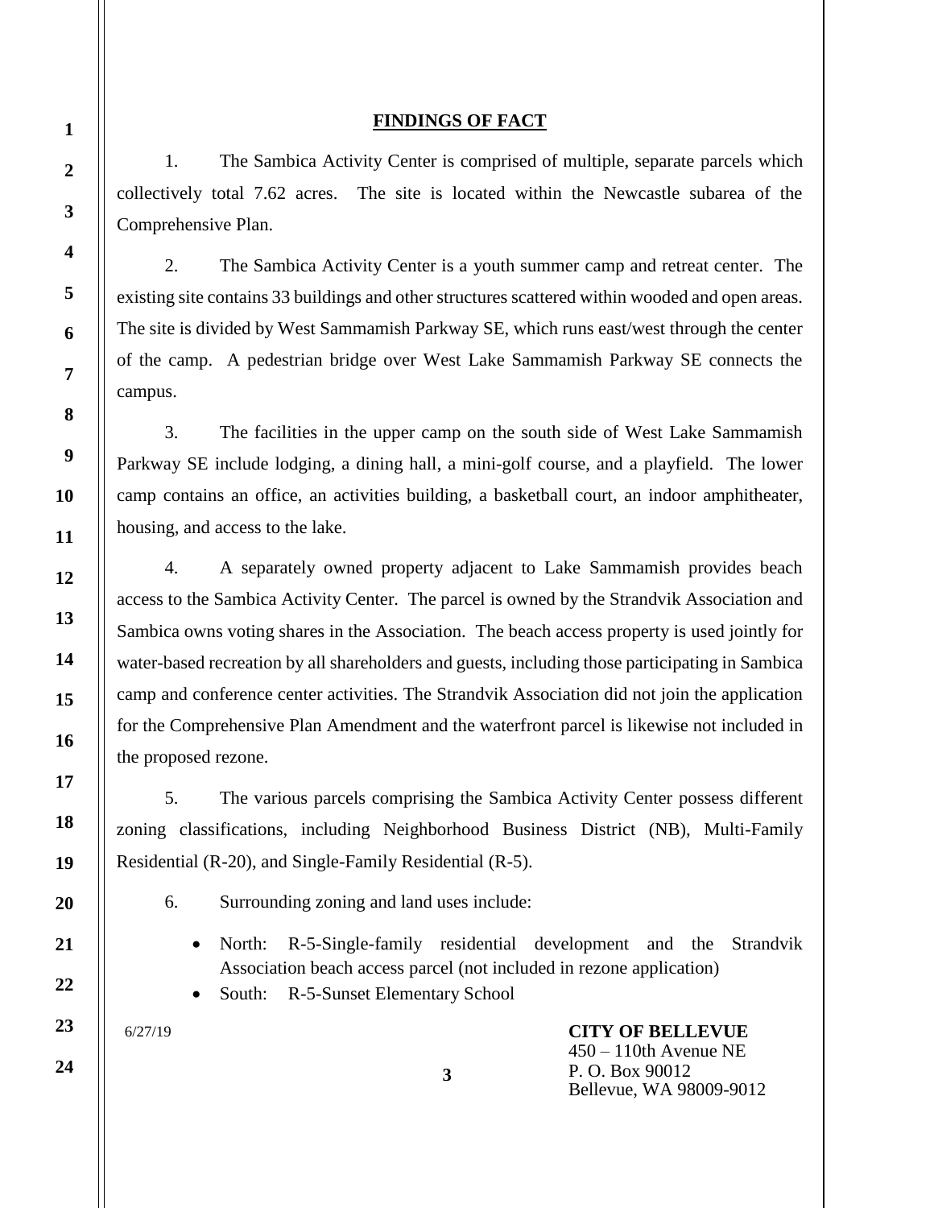## FINDINGS OF FACT

1. The Sambica Activity Center is comprised of multiple, separate parcels which collectively total 7.62 acres. The site is located within the Newcastle subarea of the Comprehensive Plan.

2. The Sambica Activity Center is a youth summer camp and retreat center. The existing site contains 33 buildings and other structures scattered within wooded and open areas. The site is divided by West Sammamish Parkway SE, which runs east/west through the center of the camp. A pedestrian bridge over West Lake Sammamish Parkway SE connects the campus.

3. The facilities in the upper camp on the south side of West Lake Sammamish Parkway SE include lodging, a dining hall, a mini-golf course, and a playfield. The lower camp contains an office, an activities building, a basketball court, an indoor amphitheater, housing, and access to the lake.

4. A separately owned property adjacent to Lake Sammamish provides beach access to the Sambica Activity Center. The parcel is owned by the Strandvik Association and Sambica owns voting shares in the Association. The beach access property is used jointly for water-based recreation by all shareholders and guests, including those participating in Sambica camp and conference center activities. The Strandvik Association did not join the application for the Comprehensive Plan Amendment and the waterfront parcel is likewise not included in the proposed rezone.

5. The various parcels comprising the Sambica Activity Center possess different zoning classifications, including Neighborhood Business District (NB), Multi-Family Residential (R-20), and Single-Family Residential (R-5).

6. Surrounding zoning and land uses include:

- North: R-5-Single-family residential development and the Strandvik Association beach access parcel (not included in rezone application)
- South: R-5-Sunset Elementary School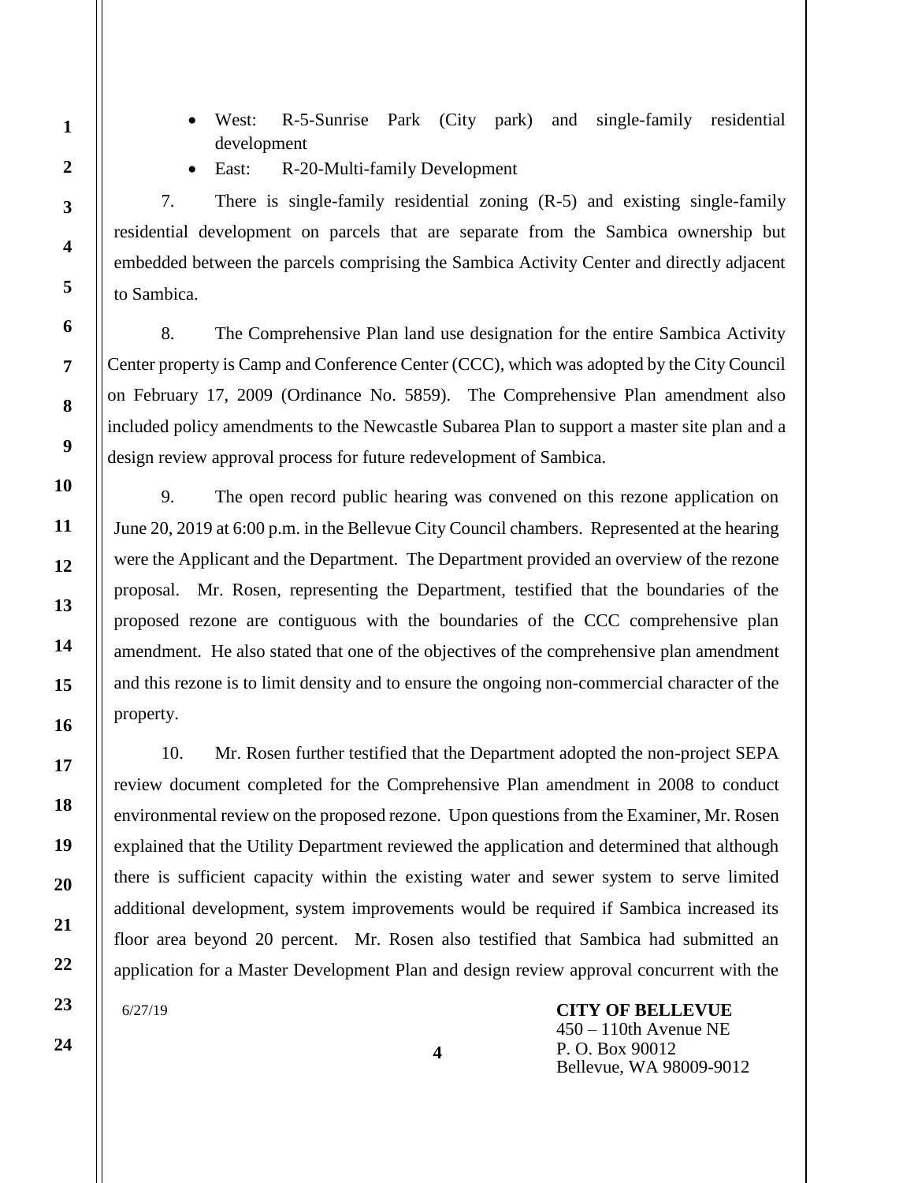- West: R-5-Sunrise Park (City park) and single-family residential development
- East: R-20-Multi-family Development

7. There is single-family residential zoning (R-5) and existing single-family residential development on parcels that are separate from the Sambica ownership but embedded between the parcels comprising the Sambica Activity Center and directly adjacent to Sambica.

8. The Comprehensive Plan land use designation for the entire Sambica Activity Center property is Camp and Conference Center (CCC), which was adopted by the City Council on February 17, 2009 (Ordinance No. 5859). The Comprehensive Plan amendment also included policy amendments to the Newcastle Subarea Plan to support a master site plan and a design review approval process for future redevelopment of Sambica.

9. The open record public hearing was convened on this rezone application on June 20, 2019 at 6:00 p.m. in the Bellevue City Council chambers. Represented at the hearing were the Applicant and the Department. The Department provided an overview of the rezone proposal. Mr. Rosen, representing the Department, testified that the boundaries of the proposed rezone are contiguous with the boundaries of the CCC comprehensive plan amendment. He also stated that one of the objectives of the comprehensive plan amendment and this rezone is to limit density and to ensure the ongoing non-commercial character of the property.

10. Mr. Rosen further testified that the Department adopted the non-project SEPA review document completed for the Comprehensive Plan amendment in 2008 to conduct environmental review on the proposed rezone. Upon questions from the Examiner, Mr. Rosen explained that the Utility Department reviewed the application and determined that although there is sufficient capacity within the existing water and sewer system to serve limited additional development, system improvements would be required if Sambica increased its floor area beyond 20 percent. Mr. Rosen also testified that Sambica had submitted an application for a Master Development Plan and design review approval concurrent with the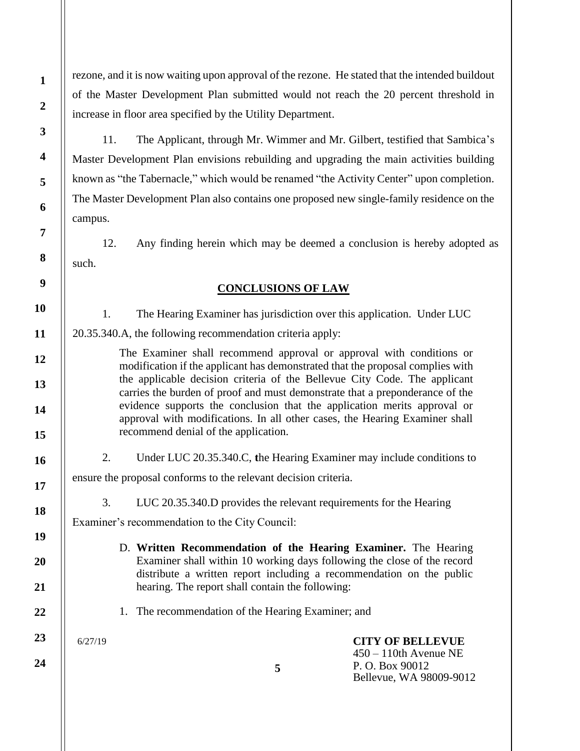rezone, and it is now waiting upon approval of the rezone. He stated that the intended buildout of the Master Development Plan submitted would not reach the 20 percent threshold in increase in floor area specified by the Utility Department.

11. The Applicant, through Mr. Wimmer and Mr. Gilbert, testified that Sambica's Master Development Plan envisions rebuilding and upgrading the main activities building known as "the Tabernacle," which would be renamed "the Activity Center" upon completion. The Master Development Plan also contains one proposed new single-family residence on the campus.

12. Any finding herein which may be deemed a conclusion is hereby adopted as such.

## CONCLUSIONS OF LAW

1. The Hearing Examiner has jurisdiction over this application. Under LUC 20.35.340.A, the following recommendation criteria apply:

> The Examiner shall recommend approval or approval with conditions or modification if the applicant has demonstrated that the proposal complies with the applicable decision criteria of the Bellevue City Code. The applicant carries the burden of proof and must demonstrate that a preponderance of the evidence supports the conclusion that the application merits approval or approval with modifications. In all other cases, the Hearing Examiner shall recommend denial of the application.

2. Under LUC 20.35.340.C, the Hearing Examiner may include conditions to ensure the proposal conforms to the relevant decision criteria.

3. LUC 20.35.340.D provides the relevant requirements for the Hearing Examiner's recommendation to the City Council:

> D. **Written Recommendation of the Hearing Examiner.** The Hearing Examiner shall within 10 working days following the close of the record distribute a written report including a recommendation on the public hearing. The report shall contain the following:
>
> 1. The recommendation of the Hearing Examiner; and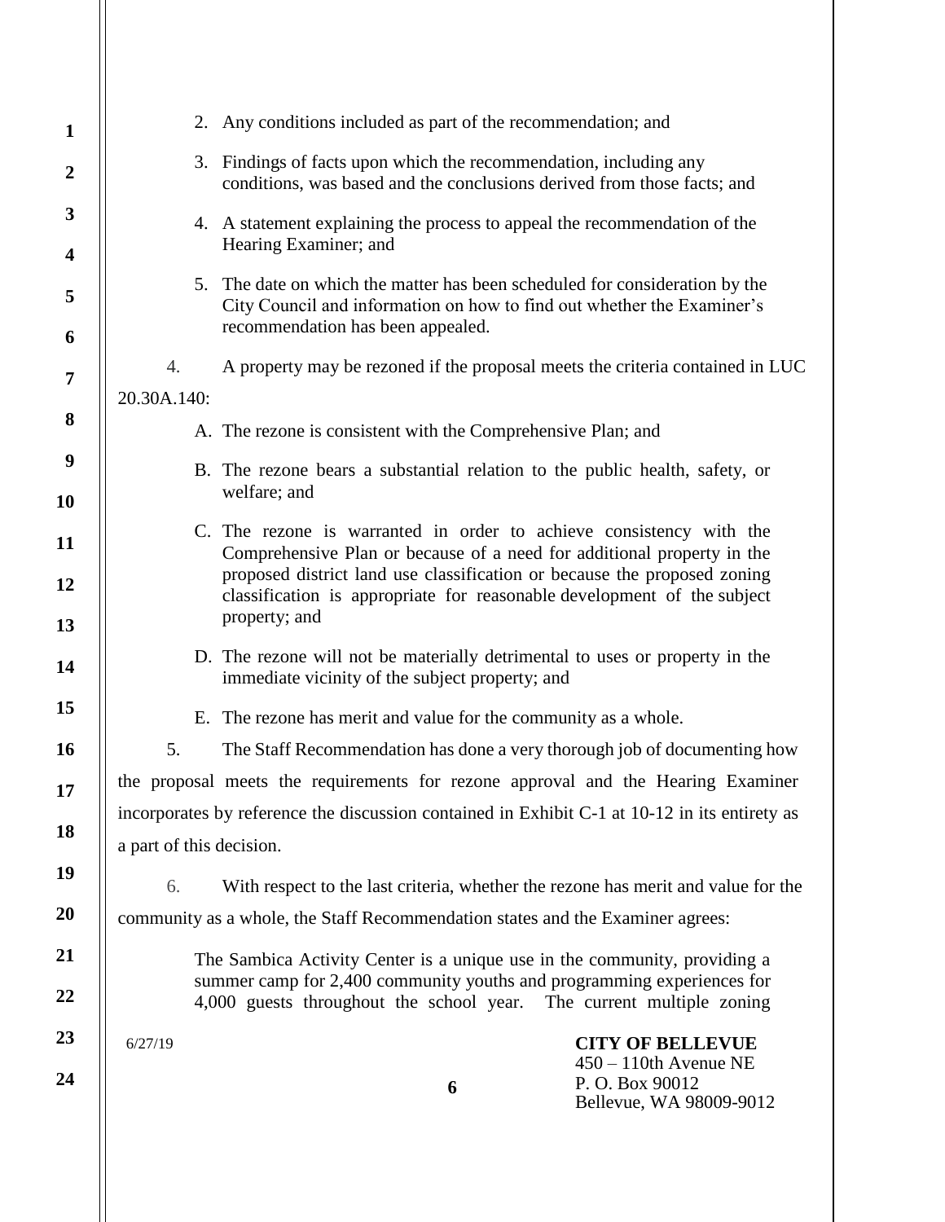2. Any conditions included as part of the recommendation; and

3. Findings of facts upon which the recommendation, including any conditions, was based and the conclusions derived from those facts; and

4. A statement explaining the process to appeal the recommendation of the Hearing Examiner; and

5. The date on which the matter has been scheduled for consideration by the City Council and information on how to find out whether the Examiner's recommendation has been appealed.

4. A property may be rezoned if the proposal meets the criteria contained in LUC 20.30A.140:

A. The rezone is consistent with the Comprehensive Plan; and

B. The rezone bears a substantial relation to the public health, safety, or welfare; and

C. The rezone is warranted in order to achieve consistency with the Comprehensive Plan or because of a need for additional property in the proposed district land use classification or because the proposed zoning classification is appropriate for reasonable development of the subject property; and

D. The rezone will not be materially detrimental to uses or property in the immediate vicinity of the subject property; and

E. The rezone has merit and value for the community as a whole.

5. The Staff Recommendation has done a very thorough job of documenting how the proposal meets the requirements for rezone approval and the Hearing Examiner incorporates by reference the discussion contained in Exhibit C-1 at 10-12 in its entirety as a part of this decision.

6. With respect to the last criteria, whether the rezone has merit and value for the community as a whole, the Staff Recommendation states and the Examiner agrees:

> The Sambica Activity Center is a unique use in the community, providing a summer camp for 2,400 community youths and programming experiences for 4,000 guests throughout the school year. The current multiple zoning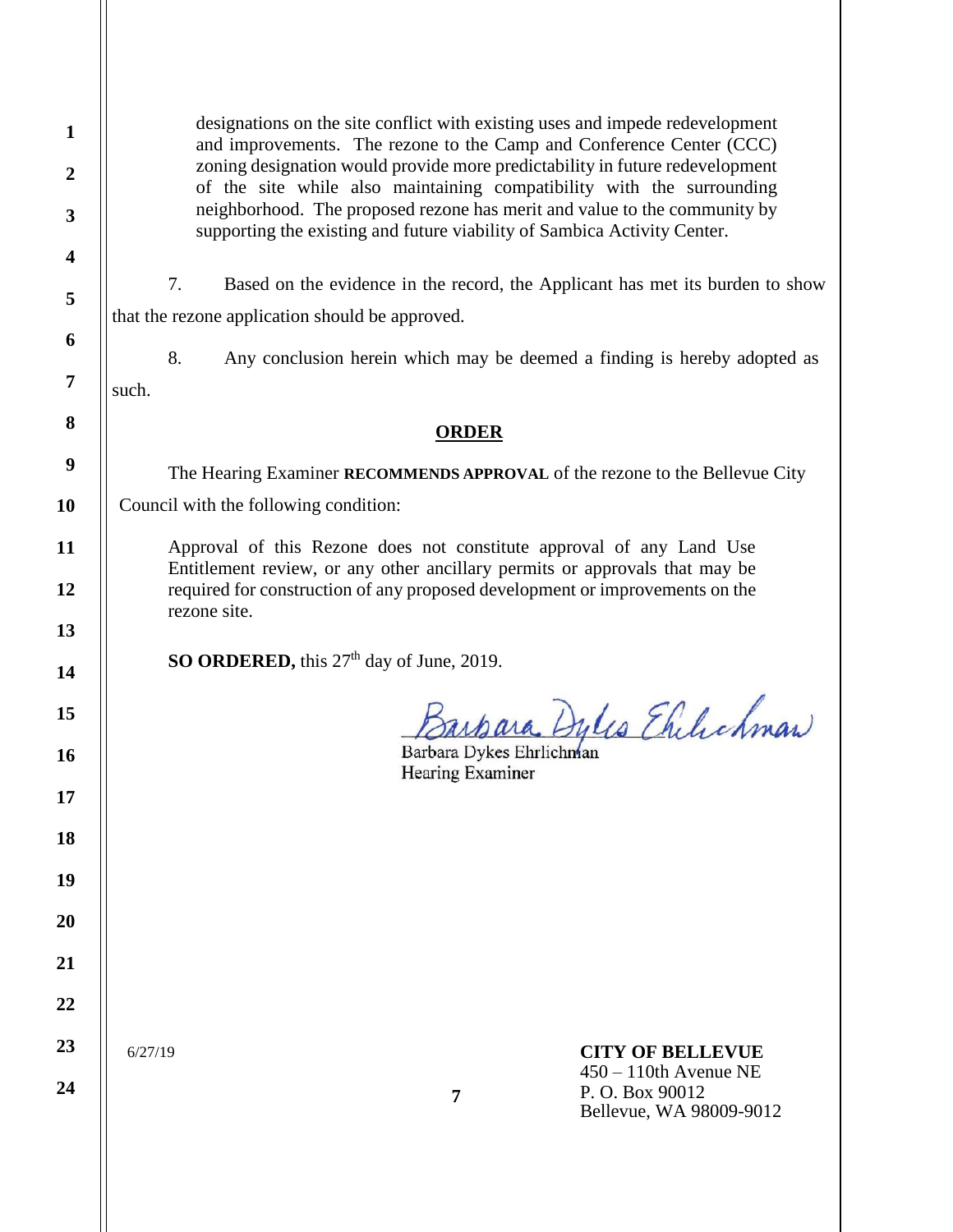designations on the site conflict with existing uses and impede redevelopment and improvements. The rezone to the Camp and Conference Center (CCC) zoning designation would provide more predictability in future redevelopment of the site while also maintaining compatibility with the surrounding neighborhood. The proposed rezone has merit and value to the community by supporting the existing and future viability of Sambica Activity Center.

7. Based on the evidence in the record, the Applicant has met its burden to show that the rezone application should be approved.

8. Any conclusion herein which may be deemed a finding is hereby adopted as such.

## ORDER

The Hearing Examiner **RECOMMENDS APPROVAL** of the rezone to the Bellevue City Council with the following condition:

> Approval of this Rezone does not constitute approval of any Land Use Entitlement review, or any other ancillary permits or approvals that may be required for construction of any proposed development or improvements on the rezone site.

**SO ORDERED,** this 27th day of June, 2019.

Barbara Dykes Ehrlichman

Barbara Dykes Ehrlichman
Hearing Examiner

6/27/19

**CITY OF BELLEVUE**
450 – 110th Avenue NE
P. O. Box 90012
Bellevue, WA 98009-9012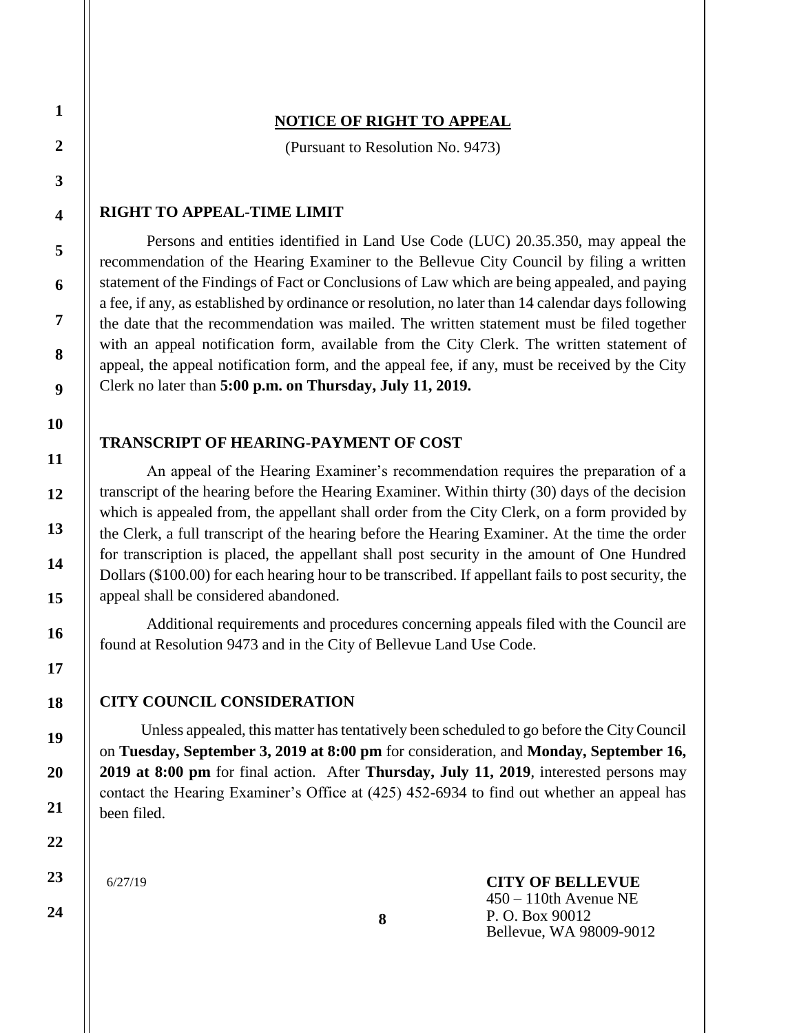## NOTICE OF RIGHT TO APPEAL

(Pursuant to Resolution No. 9473)

### RIGHT TO APPEAL-TIME LIMIT

Persons and entities identified in Land Use Code (LUC) 20.35.350, may appeal the recommendation of the Hearing Examiner to the Bellevue City Council by filing a written statement of the Findings of Fact or Conclusions of Law which are being appealed, and paying a fee, if any, as established by ordinance or resolution, no later than 14 calendar days following the date that the recommendation was mailed. The written statement must be filed together with an appeal notification form, available from the City Clerk. The written statement of appeal, the appeal notification form, and the appeal fee, if any, must be received by the City Clerk no later than **5:00 p.m. on Thursday, July 11, 2019.**

### TRANSCRIPT OF HEARING-PAYMENT OF COST

An appeal of the Hearing Examiner's recommendation requires the preparation of a transcript of the hearing before the Hearing Examiner. Within thirty (30) days of the decision which is appealed from, the appellant shall order from the City Clerk, on a form provided by the Clerk, a full transcript of the hearing before the Hearing Examiner. At the time the order for transcription is placed, the appellant shall post security in the amount of One Hundred Dollars ($100.00) for each hearing hour to be transcribed. If appellant fails to post security, the appeal shall be considered abandoned.

Additional requirements and procedures concerning appeals filed with the Council are found at Resolution 9473 and in the City of Bellevue Land Use Code.

### CITY COUNCIL CONSIDERATION

Unless appealed, this matter has tentatively been scheduled to go before the City Council on **Tuesday, September 3, 2019 at 8:00 pm** for consideration, and **Monday, September 16, 2019 at 8:00 pm** for final action. After **Thursday, July 11, 2019**, interested persons may contact the Hearing Examiner's Office at (425) 452-6934 to find out whether an appeal has been filed.

6/27/19

**CITY OF BELLEVUE**
450 – 110th Avenue NE
P. O. Box 90012
Bellevue, WA 98009-9012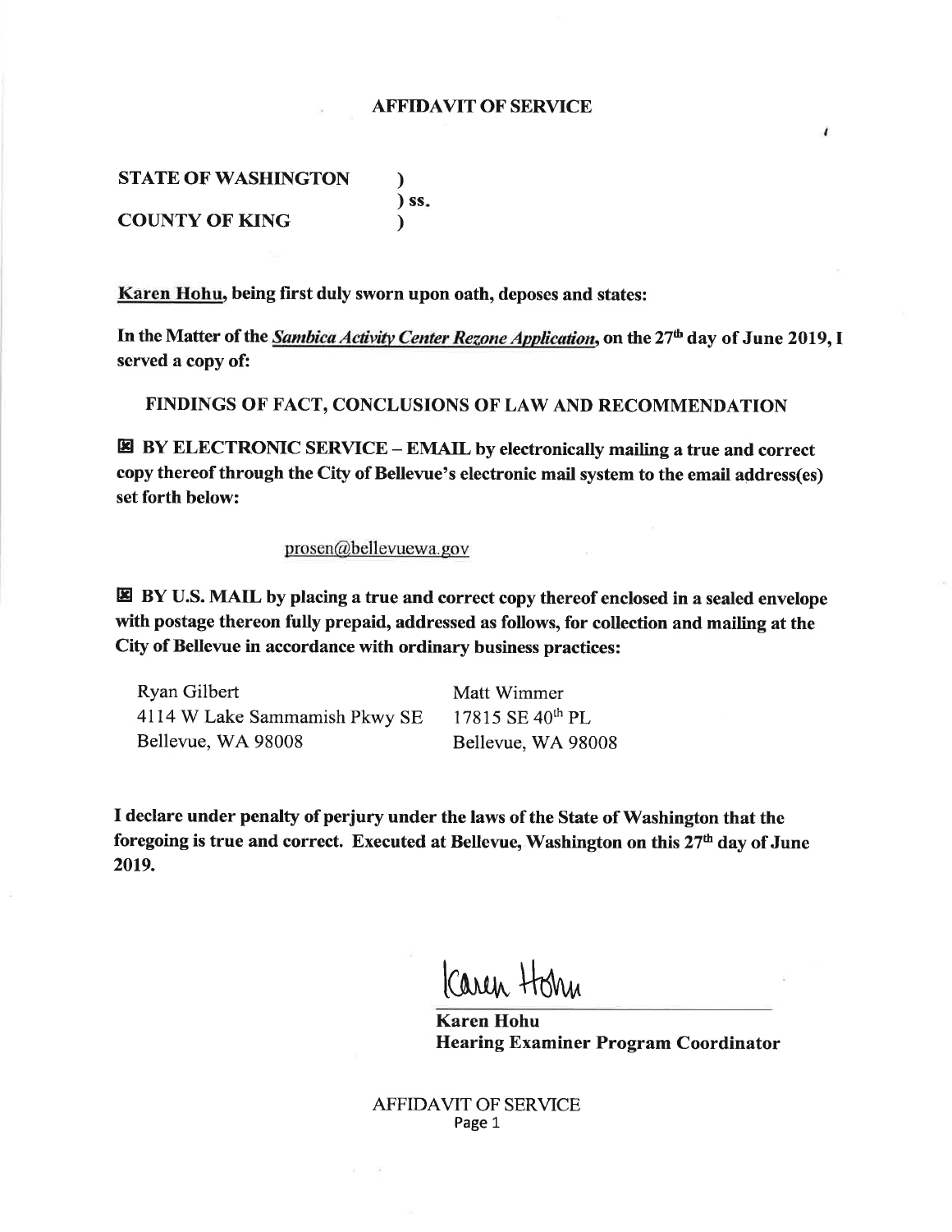# AFFIDAVIT OF SERVICE

**STATE OF WASHINGTON )**
**) ss.**
**COUNTY OF KING )**

**Karen Hohu, being first duly sworn upon oath, deposes and states:**

**In the Matter of the *Sambica Activity Center Rezone Application*, on the 27th day of June 2019, I served a copy of:**

**FINDINGS OF FACT, CONCLUSIONS OF LAW AND RECOMMENDATION**

☒ **BY ELECTRONIC SERVICE – EMAIL by electronically mailing a true and correct copy thereof through the City of Bellevue's electronic mail system to the email address(es) set forth below:**

prosen@bellevuewa.gov

☒ **BY U.S. MAIL by placing a true and correct copy thereof enclosed in a sealed envelope with postage thereon fully prepaid, addressed as follows, for collection and mailing at the City of Bellevue in accordance with ordinary business practices:**

Ryan Gilbert
4114 W Lake Sammamish Pkwy SE
Bellevue, WA 98008

Matt Wimmer
17815 SE 40th PL
Bellevue, WA 98008

**I declare under penalty of perjury under the laws of the State of Washington that the foregoing is true and correct. Executed at Bellevue, Washington on this 27th day of June 2019.**

Karen Hohu

**Karen Hohu**
**Hearing Examiner Program Coordinator**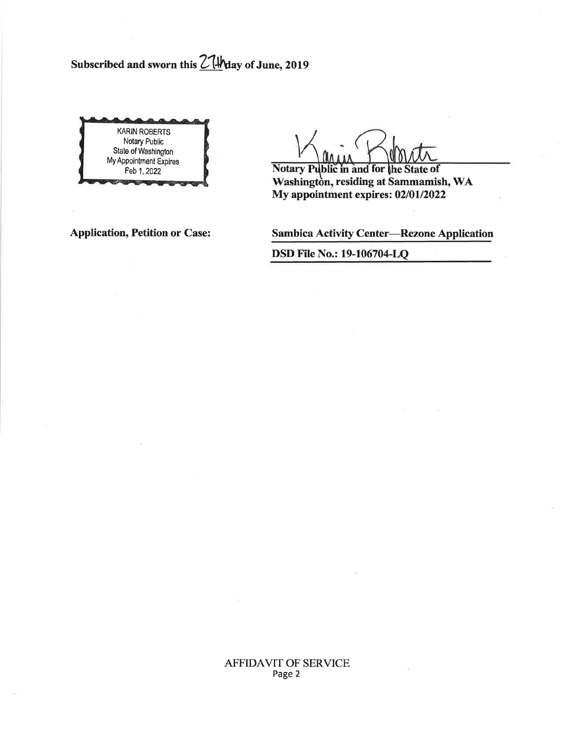**Subscribed and sworn this 27th day of June, 2019**

KARIN ROBERTS
Notary Public
State of Washington
My Appointment Expires
Feb 1, 2022

Karin Roberts

**Notary Public in and for the State of Washington, residing at Sammamish, WA**
**My appointment expires: 02/01/2022**

**Application, Petition or Case:** **Sambica Activity Center—Rezone Application**

**DSD File No.: 19-106704-LQ**

AFFIDAVIT OF SERVICE
Page 2